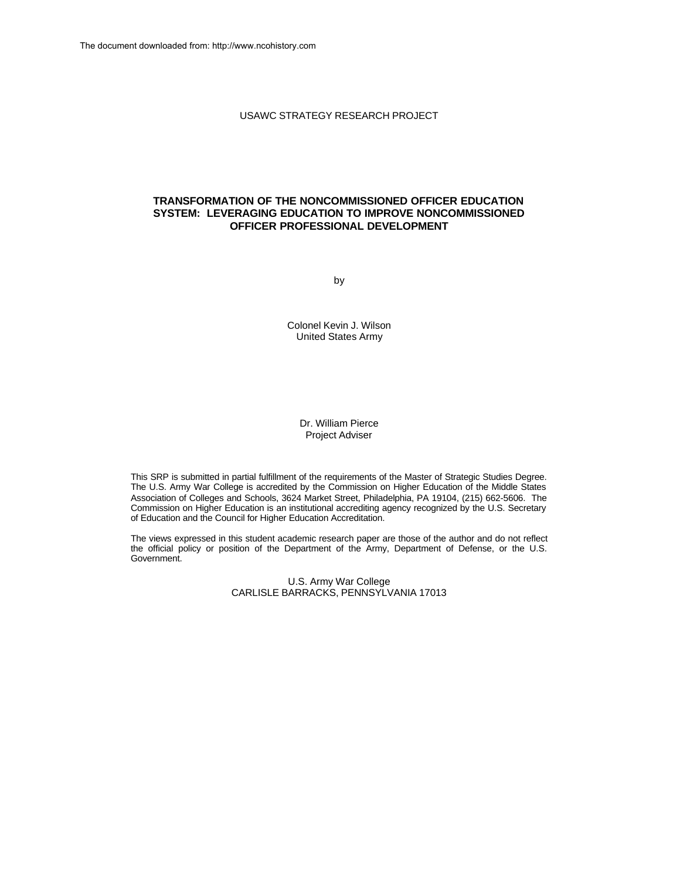The document downloaded from: http://www.ncohistory.com

USAWC STRATEGY RESEARCH PROJECT

# TRANSFORMATION OF THE NONCOMMISSIONED OFFICER EDUCATION SYSTEM: LEVERAGING EDUCATION TO IMPROVE NONCOMMISSIONED OFFICER PROFESSIONAL DEVELOPMENT

by

Colonel Kevin J. Wilson
United States Army

Dr. William Pierce
Project Adviser

This SRP is submitted in partial fulfillment of the requirements of the Master of Strategic Studies Degree. The U.S. Army War College is accredited by the Commission on Higher Education of the Middle States Association of Colleges and Schools, 3624 Market Street, Philadelphia, PA 19104, (215) 662-5606. The Commission on Higher Education is an institutional accrediting agency recognized by the U.S. Secretary of Education and the Council for Higher Education Accreditation.

The views expressed in this student academic research paper are those of the author and do not reflect the official policy or position of the Department of the Army, Department of Defense, or the U.S. Government.

U.S. Army War College
CARLISLE BARRACKS, PENNSYLVANIA 17013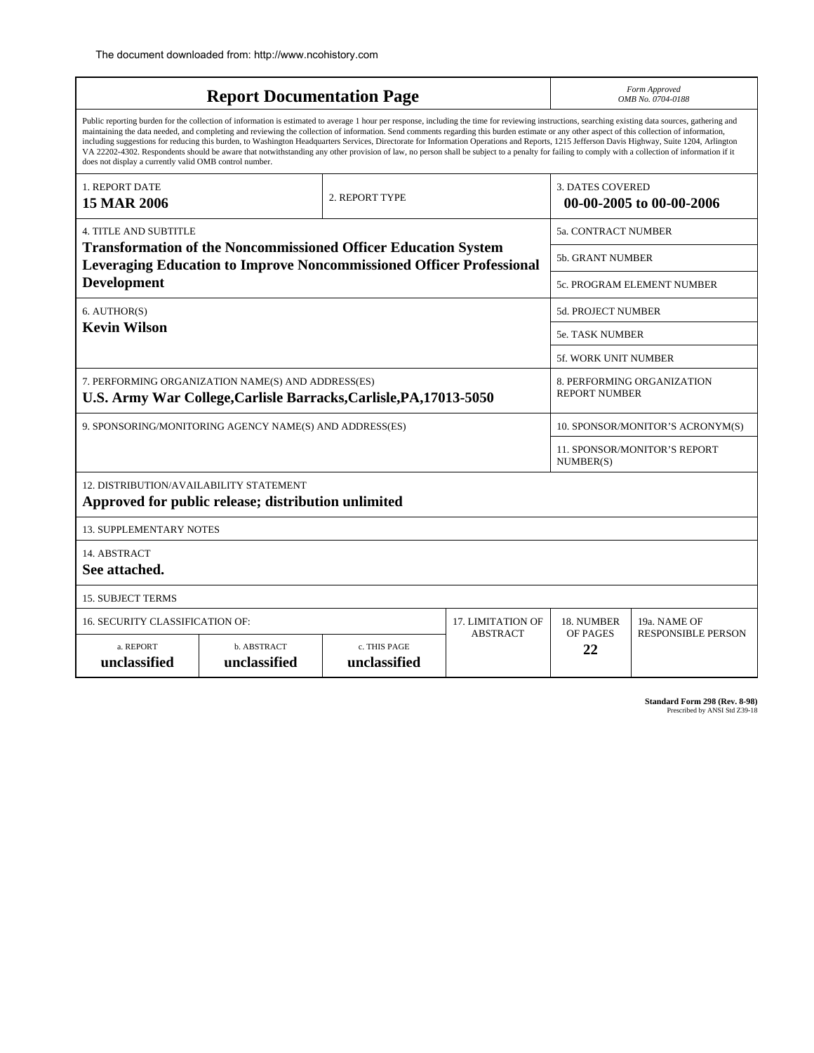The document downloaded from: http://www.ncohistory.com

# Report Documentation Page

*Form Approved*
*OMB No. 0704-0188*

Public reporting burden for the collection of information is estimated to average 1 hour per response, including the time for reviewing instructions, searching existing data sources, gathering and maintaining the data needed, and completing and reviewing the collection of information. Send comments regarding this burden estimate or any other aspect of this collection of information, including suggestions for reducing this burden, to Washington Headquarters Services, Directorate for Information Operations and Reports, 1215 Jefferson Davis Highway, Suite 1204, Arlington VA 22202-4302. Respondents should be aware that notwithstanding any other provision of law, no person shall be subject to a penalty for failing to comply with a collection of information if it does not display a currently valid OMB control number.

| | | |
|---|---|---|
| 1. REPORT DATE **15 MAR 2006** | 2. REPORT TYPE | 3. DATES COVERED **00-00-2005 to 00-00-2006** |

| | |
|---|---|
| 4. TITLE AND SUBTITLE **Transformation of the Noncommissioned Officer Education System Leveraging Education to Improve Noncommissioned Officer Professional Development** | 5a. CONTRACT NUMBER |
| | 5b. GRANT NUMBER |
| | 5c. PROGRAM ELEMENT NUMBER |
| 6. AUTHOR(S) **Kevin Wilson** | 5d. PROJECT NUMBER |
| | 5e. TASK NUMBER |
| | 5f. WORK UNIT NUMBER |
| 7. PERFORMING ORGANIZATION NAME(S) AND ADDRESS(ES) **U.S. Army War College,Carlisle Barracks,Carlisle,PA,17013-5050** | 8. PERFORMING ORGANIZATION REPORT NUMBER |
| 9. SPONSORING/MONITORING AGENCY NAME(S) AND ADDRESS(ES) | 10. SPONSOR/MONITOR'S ACRONYM(S) |
| | 11. SPONSOR/MONITOR'S REPORT NUMBER(S) |

12. DISTRIBUTION/AVAILABILITY STATEMENT
**Approved for public release; distribution unlimited**

13. SUPPLEMENTARY NOTES

14. ABSTRACT
**See attached.**

15. SUBJECT TERMS

| 16. SECURITY CLASSIFICATION OF: | | | 17. LIMITATION OF ABSTRACT | 18. NUMBER OF PAGES | 19a. NAME OF RESPONSIBLE PERSON |
|---|---|---|---|---|---|
| a. REPORT **unclassified** | b. ABSTRACT **unclassified** | c. THIS PAGE **unclassified** | | **22** | |

**Standard Form 298 (Rev. 8-98)**
Prescribed by ANSI Std Z39-18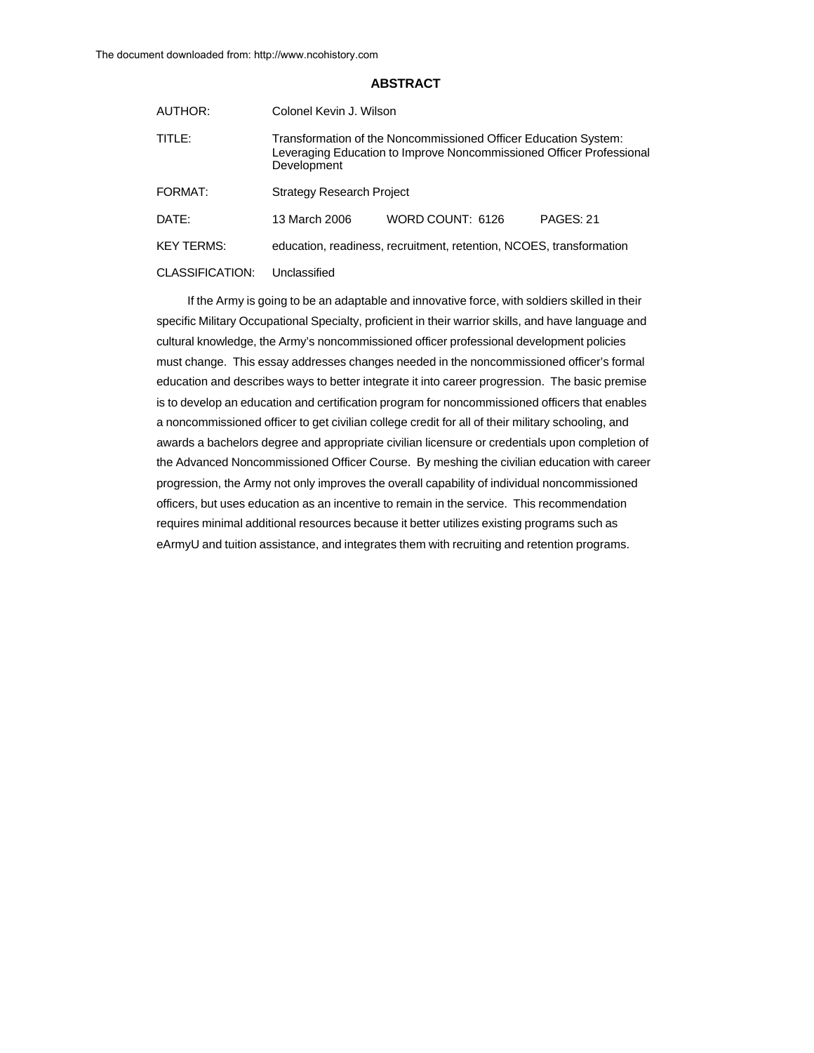# ABSTRACT

AUTHOR: Colonel Kevin J. Wilson

TITLE: Transformation of the Noncommissioned Officer Education System: Leveraging Education to Improve Noncommissioned Officer Professional Development

FORMAT: Strategy Research Project

DATE: 13 March 2006 WORD COUNT: 6126 PAGES: 21

KEY TERMS: education, readiness, recruitment, retention, NCOES, transformation

CLASSIFICATION: Unclassified

If the Army is going to be an adaptable and innovative force, with soldiers skilled in their specific Military Occupational Specialty, proficient in their warrior skills, and have language and cultural knowledge, the Army's noncommissioned officer professional development policies must change. This essay addresses changes needed in the noncommissioned officer's formal education and describes ways to better integrate it into career progression. The basic premise is to develop an education and certification program for noncommissioned officers that enables a noncommissioned officer to get civilian college credit for all of their military schooling, and awards a bachelors degree and appropriate civilian licensure or credentials upon completion of the Advanced Noncommissioned Officer Course. By meshing the civilian education with career progression, the Army not only improves the overall capability of individual noncommissioned officers, but uses education as an incentive to remain in the service. This recommendation requires minimal additional resources because it better utilizes existing programs such as eArmyU and tuition assistance, and integrates them with recruiting and retention programs.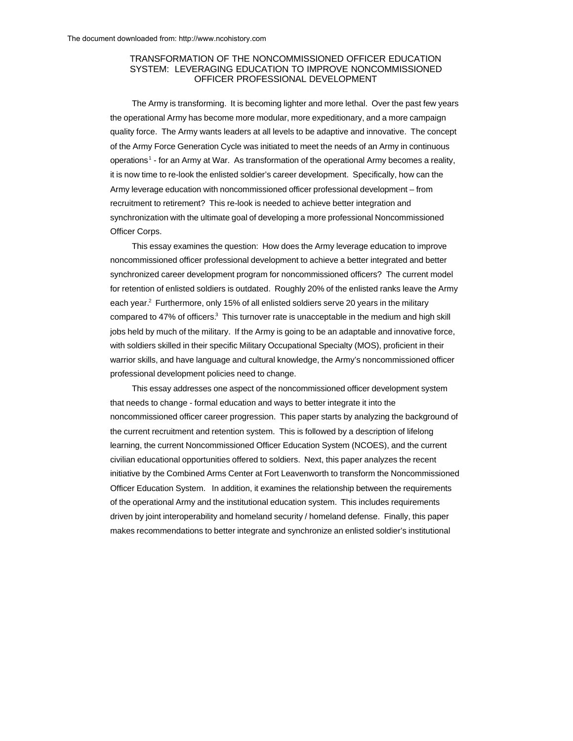# TRANSFORMATION OF THE NONCOMMISSIONED OFFICER EDUCATION SYSTEM: LEVERAGING EDUCATION TO IMPROVE NONCOMMISSIONED OFFICER PROFESSIONAL DEVELOPMENT

The Army is transforming. It is becoming lighter and more lethal. Over the past few years the operational Army has become more modular, more expeditionary, and a more campaign quality force. The Army wants leaders at all levels to be adaptive and innovative. The concept of the Army Force Generation Cycle was initiated to meet the needs of an Army in continuous operations[1] - for an Army at War. As transformation of the operational Army becomes a reality, it is now time to re-look the enlisted soldier's career development. Specifically, how can the Army leverage education with noncommissioned officer professional development – from recruitment to retirement? This re-look is needed to achieve better integration and synchronization with the ultimate goal of developing a more professional Noncommissioned Officer Corps.

This essay examines the question: How does the Army leverage education to improve noncommissioned officer professional development to achieve a better integrated and better synchronized career development program for noncommissioned officers? The current model for retention of enlisted soldiers is outdated. Roughly 20% of the enlisted ranks leave the Army each year.[2] Furthermore, only 15% of all enlisted soldiers serve 20 years in the military compared to 47% of officers.[3] This turnover rate is unacceptable in the medium and high skill jobs held by much of the military. If the Army is going to be an adaptable and innovative force, with soldiers skilled in their specific Military Occupational Specialty (MOS), proficient in their warrior skills, and have language and cultural knowledge, the Army's noncommissioned officer professional development policies need to change.

This essay addresses one aspect of the noncommissioned officer development system that needs to change - formal education and ways to better integrate it into the noncommissioned officer career progression. This paper starts by analyzing the background of the current recruitment and retention system. This is followed by a description of lifelong learning, the current Noncommissioned Officer Education System (NCOES), and the current civilian educational opportunities offered to soldiers. Next, this paper analyzes the recent initiative by the Combined Arms Center at Fort Leavenworth to transform the Noncommissioned Officer Education System. In addition, it examines the relationship between the requirements of the operational Army and the institutional education system. This includes requirements driven by joint interoperability and homeland security / homeland defense. Finally, this paper makes recommendations to better integrate and synchronize an enlisted soldier's institutional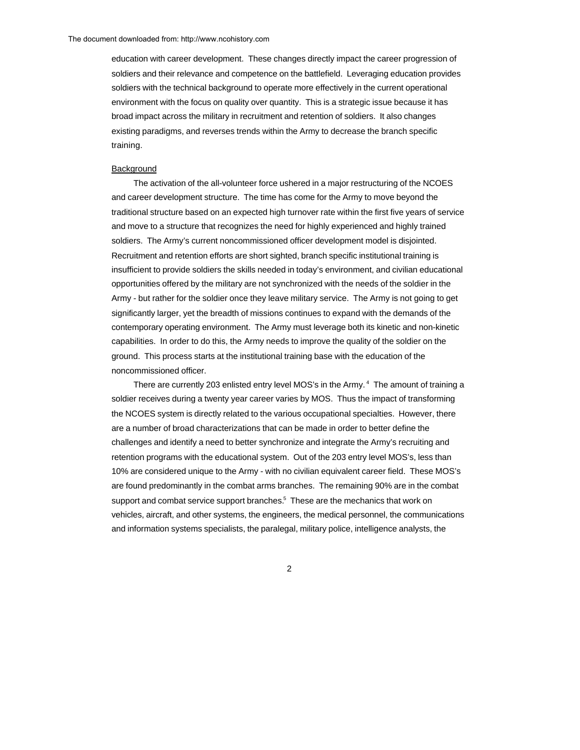education with career development. These changes directly impact the career progression of soldiers and their relevance and competence on the battlefield. Leveraging education provides soldiers with the technical background to operate more effectively in the current operational environment with the focus on quality over quantity. This is a strategic issue because it has broad impact across the military in recruitment and retention of soldiers. It also changes existing paradigms, and reverses trends within the Army to decrease the branch specific training.

Background

The activation of the all-volunteer force ushered in a major restructuring of the NCOES and career development structure. The time has come for the Army to move beyond the traditional structure based on an expected high turnover rate within the first five years of service and move to a structure that recognizes the need for highly experienced and highly trained soldiers. The Army's current noncommissioned officer development model is disjointed. Recruitment and retention efforts are short sighted, branch specific institutional training is insufficient to provide soldiers the skills needed in today's environment, and civilian educational opportunities offered by the military are not synchronized with the needs of the soldier in the Army - but rather for the soldier once they leave military service. The Army is not going to get significantly larger, yet the breadth of missions continues to expand with the demands of the contemporary operating environment. The Army must leverage both its kinetic and non-kinetic capabilities. In order to do this, the Army needs to improve the quality of the soldier on the ground. This process starts at the institutional training base with the education of the noncommissioned officer.

There are currently 203 enlisted entry level MOS's in the Army.[4] The amount of training a soldier receives during a twenty year career varies by MOS. Thus the impact of transforming the NCOES system is directly related to the various occupational specialties. However, there are a number of broad characterizations that can be made in order to better define the challenges and identify a need to better synchronize and integrate the Army's recruiting and retention programs with the educational system. Out of the 203 entry level MOS's, less than 10% are considered unique to the Army - with no civilian equivalent career field. These MOS's are found predominantly in the combat arms branches. The remaining 90% are in the combat support and combat service support branches.[5] These are the mechanics that work on vehicles, aircraft, and other systems, the engineers, the medical personnel, the communications and information systems specialists, the paralegal, military police, intelligence analysts, the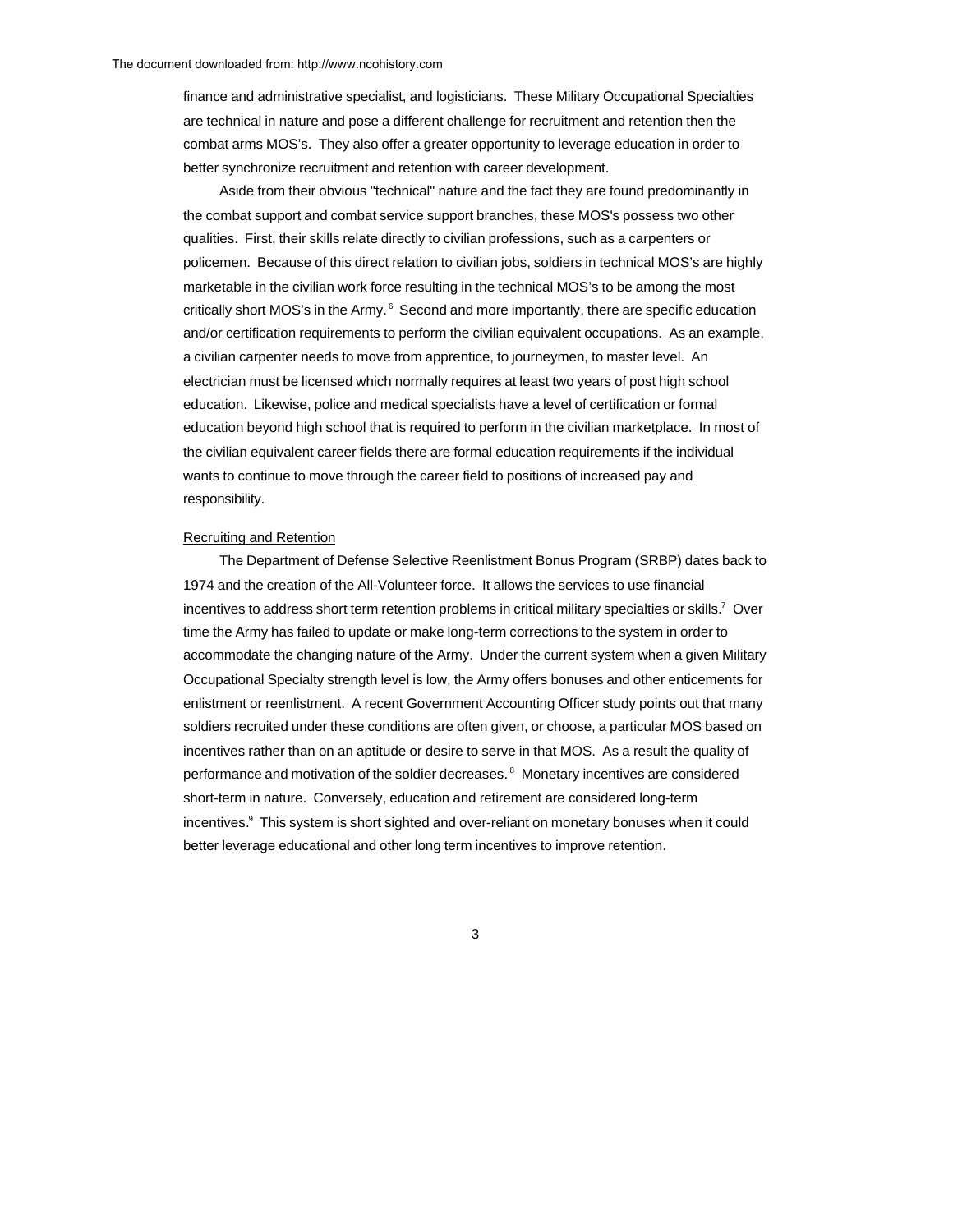finance and administrative specialist, and logisticians. These Military Occupational Specialties are technical in nature and pose a different challenge for recruitment and retention then the combat arms MOS's. They also offer a greater opportunity to leverage education in order to better synchronize recruitment and retention with career development.

Aside from their obvious "technical" nature and the fact they are found predominantly in the combat support and combat service support branches, these MOS's possess two other qualities. First, their skills relate directly to civilian professions, such as a carpenters or policemen. Because of this direct relation to civilian jobs, soldiers in technical MOS's are highly marketable in the civilian work force resulting in the technical MOS's to be among the most critically short MOS's in the Army.[6] Second and more importantly, there are specific education and/or certification requirements to perform the civilian equivalent occupations. As an example, a civilian carpenter needs to move from apprentice, to journeymen, to master level. An electrician must be licensed which normally requires at least two years of post high school education. Likewise, police and medical specialists have a level of certification or formal education beyond high school that is required to perform in the civilian marketplace. In most of the civilian equivalent career fields there are formal education requirements if the individual wants to continue to move through the career field to positions of increased pay and responsibility.

Recruiting and Retention

The Department of Defense Selective Reenlistment Bonus Program (SRBP) dates back to 1974 and the creation of the All-Volunteer force. It allows the services to use financial incentives to address short term retention problems in critical military specialties or skills.[7] Over time the Army has failed to update or make long-term corrections to the system in order to accommodate the changing nature of the Army. Under the current system when a given Military Occupational Specialty strength level is low, the Army offers bonuses and other enticements for enlistment or reenlistment. A recent Government Accounting Officer study points out that many soldiers recruited under these conditions are often given, or choose, a particular MOS based on incentives rather than on an aptitude or desire to serve in that MOS. As a result the quality of performance and motivation of the soldier decreases.[8] Monetary incentives are considered short-term in nature. Conversely, education and retirement are considered long-term incentives.[9] This system is short sighted and over-reliant on monetary bonuses when it could better leverage educational and other long term incentives to improve retention.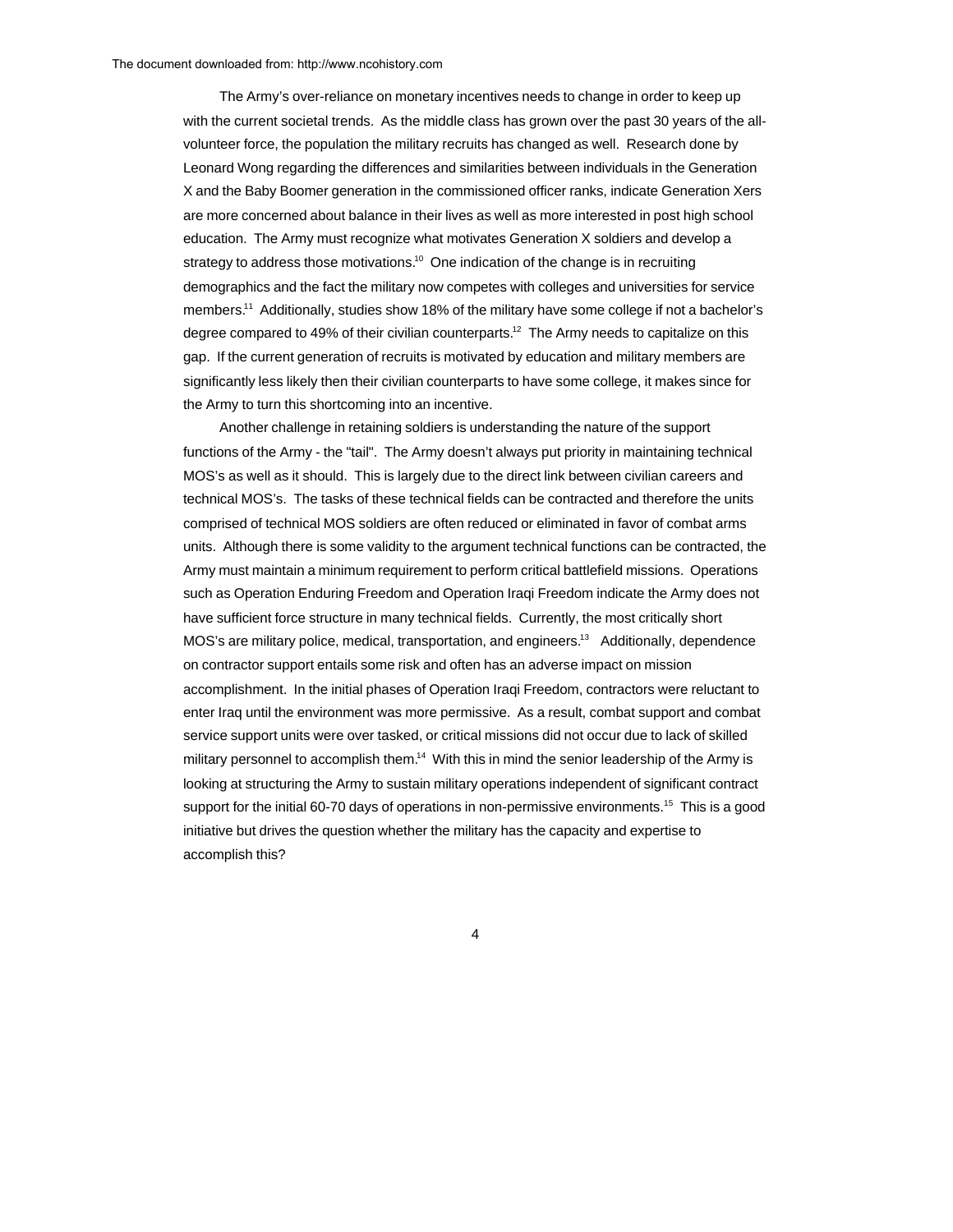The Army's over-reliance on monetary incentives needs to change in order to keep up with the current societal trends. As the middle class has grown over the past 30 years of the all-volunteer force, the population the military recruits has changed as well. Research done by Leonard Wong regarding the differences and similarities between individuals in the Generation X and the Baby Boomer generation in the commissioned officer ranks, indicate Generation Xers are more concerned about balance in their lives as well as more interested in post high school education. The Army must recognize what motivates Generation X soldiers and develop a strategy to address those motivations.[10] One indication of the change is in recruiting demographics and the fact the military now competes with colleges and universities for service members.[11] Additionally, studies show 18% of the military have some college if not a bachelor's degree compared to 49% of their civilian counterparts.[12] The Army needs to capitalize on this gap. If the current generation of recruits is motivated by education and military members are significantly less likely then their civilian counterparts to have some college, it makes since for the Army to turn this shortcoming into an incentive.

Another challenge in retaining soldiers is understanding the nature of the support functions of the Army - the "tail". The Army doesn't always put priority in maintaining technical MOS's as well as it should. This is largely due to the direct link between civilian careers and technical MOS's. The tasks of these technical fields can be contracted and therefore the units comprised of technical MOS soldiers are often reduced or eliminated in favor of combat arms units. Although there is some validity to the argument technical functions can be contracted, the Army must maintain a minimum requirement to perform critical battlefield missions. Operations such as Operation Enduring Freedom and Operation Iraqi Freedom indicate the Army does not have sufficient force structure in many technical fields. Currently, the most critically short MOS's are military police, medical, transportation, and engineers.[13] Additionally, dependence on contractor support entails some risk and often has an adverse impact on mission accomplishment. In the initial phases of Operation Iraqi Freedom, contractors were reluctant to enter Iraq until the environment was more permissive. As a result, combat support and combat service support units were over tasked, or critical missions did not occur due to lack of skilled military personnel to accomplish them.[14] With this in mind the senior leadership of the Army is looking at structuring the Army to sustain military operations independent of significant contract support for the initial 60-70 days of operations in non-permissive environments.[15] This is a good initiative but drives the question whether the military has the capacity and expertise to accomplish this?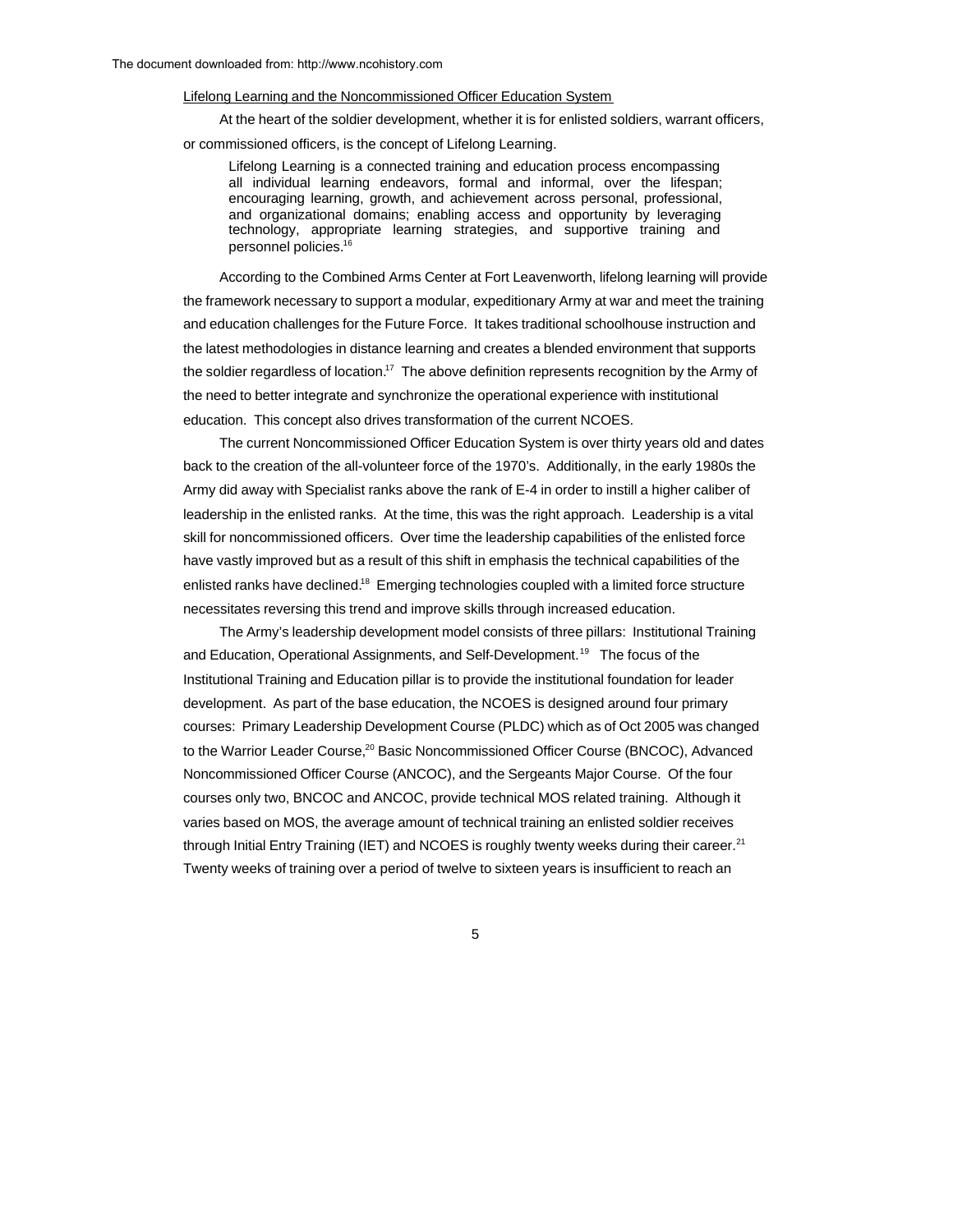Lifelong Learning and the Noncommissioned Officer Education System

At the heart of the soldier development, whether it is for enlisted soldiers, warrant officers, or commissioned officers, is the concept of Lifelong Learning.

> Lifelong Learning is a connected training and education process encompassing all individual learning endeavors, formal and informal, over the lifespan; encouraging learning, growth, and achievement across personal, professional, and organizational domains; enabling access and opportunity by leveraging technology, appropriate learning strategies, and supportive training and personnel policies.[16]

According to the Combined Arms Center at Fort Leavenworth, lifelong learning will provide the framework necessary to support a modular, expeditionary Army at war and meet the training and education challenges for the Future Force. It takes traditional schoolhouse instruction and the latest methodologies in distance learning and creates a blended environment that supports the soldier regardless of location.[17] The above definition represents recognition by the Army of the need to better integrate and synchronize the operational experience with institutional education. This concept also drives transformation of the current NCOES.

The current Noncommissioned Officer Education System is over thirty years old and dates back to the creation of the all-volunteer force of the 1970's. Additionally, in the early 1980s the Army did away with Specialist ranks above the rank of E-4 in order to instill a higher caliber of leadership in the enlisted ranks. At the time, this was the right approach. Leadership is a vital skill for noncommissioned officers. Over time the leadership capabilities of the enlisted force have vastly improved but as a result of this shift in emphasis the technical capabilities of the enlisted ranks have declined.[18] Emerging technologies coupled with a limited force structure necessitates reversing this trend and improve skills through increased education.

The Army's leadership development model consists of three pillars: Institutional Training and Education, Operational Assignments, and Self-Development.[19] The focus of the Institutional Training and Education pillar is to provide the institutional foundation for leader development. As part of the base education, the NCOES is designed around four primary courses: Primary Leadership Development Course (PLDC) which as of Oct 2005 was changed to the Warrior Leader Course,[20] Basic Noncommissioned Officer Course (BNCOC), Advanced Noncommissioned Officer Course (ANCOC), and the Sergeants Major Course. Of the four courses only two, BNCOC and ANCOC, provide technical MOS related training. Although it varies based on MOS, the average amount of technical training an enlisted soldier receives through Initial Entry Training (IET) and NCOES is roughly twenty weeks during their career.[21] Twenty weeks of training over a period of twelve to sixteen years is insufficient to reach an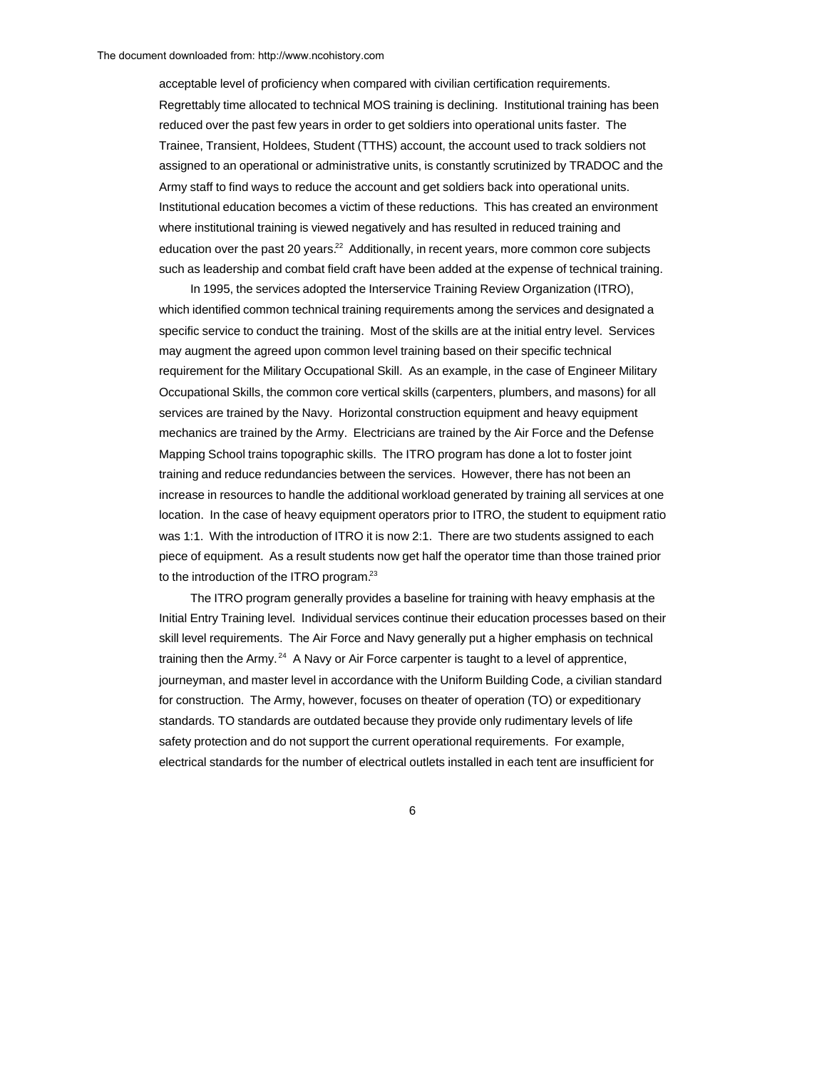acceptable level of proficiency when compared with civilian certification requirements. Regrettably time allocated to technical MOS training is declining. Institutional training has been reduced over the past few years in order to get soldiers into operational units faster. The Trainee, Transient, Holdees, Student (TTHS) account, the account used to track soldiers not assigned to an operational or administrative units, is constantly scrutinized by TRADOC and the Army staff to find ways to reduce the account and get soldiers back into operational units. Institutional education becomes a victim of these reductions. This has created an environment where institutional training is viewed negatively and has resulted in reduced training and education over the past 20 years.[22] Additionally, in recent years, more common core subjects such as leadership and combat field craft have been added at the expense of technical training.

In 1995, the services adopted the Interservice Training Review Organization (ITRO), which identified common technical training requirements among the services and designated a specific service to conduct the training. Most of the skills are at the initial entry level. Services may augment the agreed upon common level training based on their specific technical requirement for the Military Occupational Skill. As an example, in the case of Engineer Military Occupational Skills, the common core vertical skills (carpenters, plumbers, and masons) for all services are trained by the Navy. Horizontal construction equipment and heavy equipment mechanics are trained by the Army. Electricians are trained by the Air Force and the Defense Mapping School trains topographic skills. The ITRO program has done a lot to foster joint training and reduce redundancies between the services. However, there has not been an increase in resources to handle the additional workload generated by training all services at one location. In the case of heavy equipment operators prior to ITRO, the student to equipment ratio was 1:1. With the introduction of ITRO it is now 2:1. There are two students assigned to each piece of equipment. As a result students now get half the operator time than those trained prior to the introduction of the ITRO program.[23]

The ITRO program generally provides a baseline for training with heavy emphasis at the Initial Entry Training level. Individual services continue their education processes based on their skill level requirements. The Air Force and Navy generally put a higher emphasis on technical training then the Army.[24] A Navy or Air Force carpenter is taught to a level of apprentice, journeyman, and master level in accordance with the Uniform Building Code, a civilian standard for construction. The Army, however, focuses on theater of operation (TO) or expeditionary standards. TO standards are outdated because they provide only rudimentary levels of life safety protection and do not support the current operational requirements. For example, electrical standards for the number of electrical outlets installed in each tent are insufficient for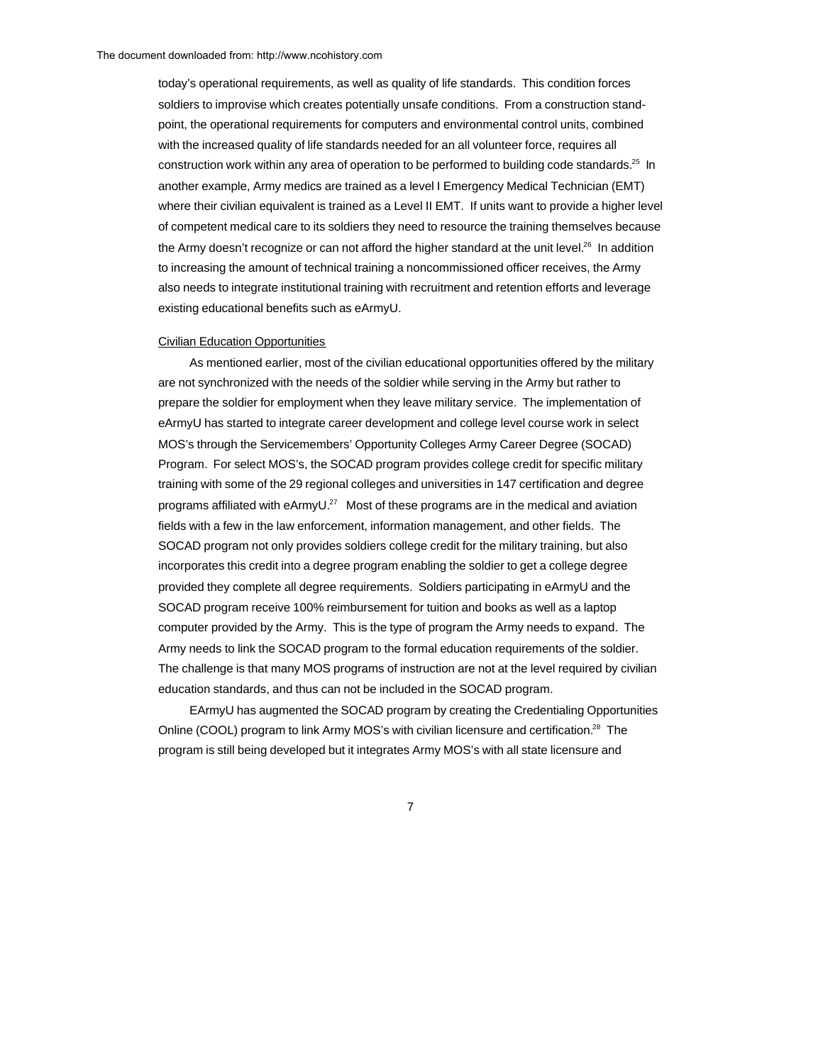today's operational requirements, as well as quality of life standards. This condition forces soldiers to improvise which creates potentially unsafe conditions. From a construction standpoint, the operational requirements for computers and environmental control units, combined with the increased quality of life standards needed for an all volunteer force, requires all construction work within any area of operation to be performed to building code standards.[25] In another example, Army medics are trained as a level I Emergency Medical Technician (EMT) where their civilian equivalent is trained as a Level II EMT. If units want to provide a higher level of competent medical care to its soldiers they need to resource the training themselves because the Army doesn't recognize or can not afford the higher standard at the unit level.[26] In addition to increasing the amount of technical training a noncommissioned officer receives, the Army also needs to integrate institutional training with recruitment and retention efforts and leverage existing educational benefits such as eArmyU.

Civilian Education Opportunities

As mentioned earlier, most of the civilian educational opportunities offered by the military are not synchronized with the needs of the soldier while serving in the Army but rather to prepare the soldier for employment when they leave military service. The implementation of eArmyU has started to integrate career development and college level course work in select MOS's through the Servicemembers' Opportunity Colleges Army Career Degree (SOCAD) Program. For select MOS's, the SOCAD program provides college credit for specific military training with some of the 29 regional colleges and universities in 147 certification and degree programs affiliated with eArmyU.[27] Most of these programs are in the medical and aviation fields with a few in the law enforcement, information management, and other fields. The SOCAD program not only provides soldiers college credit for the military training, but also incorporates this credit into a degree program enabling the soldier to get a college degree provided they complete all degree requirements. Soldiers participating in eArmyU and the SOCAD program receive 100% reimbursement for tuition and books as well as a laptop computer provided by the Army. This is the type of program the Army needs to expand. The Army needs to link the SOCAD program to the formal education requirements of the soldier. The challenge is that many MOS programs of instruction are not at the level required by civilian education standards, and thus can not be included in the SOCAD program.

EArmyU has augmented the SOCAD program by creating the Credentialing Opportunities Online (COOL) program to link Army MOS's with civilian licensure and certification.[28] The program is still being developed but it integrates Army MOS's with all state licensure and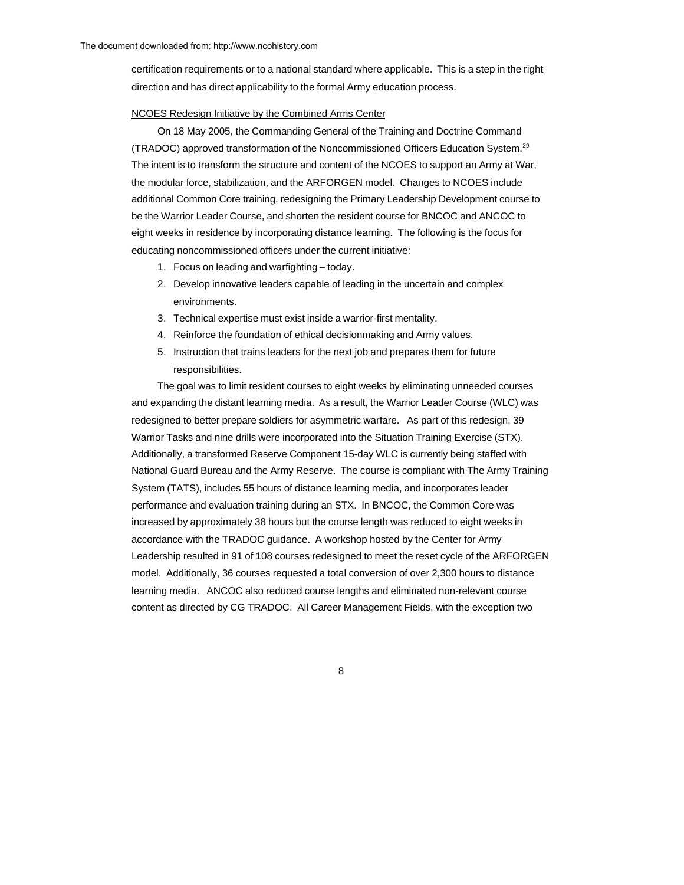certification requirements or to a national standard where applicable. This is a step in the right direction and has direct applicability to the formal Army education process.

NCOES Redesign Initiative by the Combined Arms Center

On 18 May 2005, the Commanding General of the Training and Doctrine Command (TRADOC) approved transformation of the Noncommissioned Officers Education System.[29] The intent is to transform the structure and content of the NCOES to support an Army at War, the modular force, stabilization, and the ARFORGEN model. Changes to NCOES include additional Common Core training, redesigning the Primary Leadership Development course to be the Warrior Leader Course, and shorten the resident course for BNCOC and ANCOC to eight weeks in residence by incorporating distance learning. The following is the focus for educating noncommissioned officers under the current initiative:

1. Focus on leading and warfighting – today.
2. Develop innovative leaders capable of leading in the uncertain and complex environments.
3. Technical expertise must exist inside a warrior-first mentality.
4. Reinforce the foundation of ethical decisionmaking and Army values.
5. Instruction that trains leaders for the next job and prepares them for future responsibilities.

The goal was to limit resident courses to eight weeks by eliminating unneeded courses and expanding the distant learning media. As a result, the Warrior Leader Course (WLC) was redesigned to better prepare soldiers for asymmetric warfare. As part of this redesign, 39 Warrior Tasks and nine drills were incorporated into the Situation Training Exercise (STX). Additionally, a transformed Reserve Component 15-day WLC is currently being staffed with National Guard Bureau and the Army Reserve. The course is compliant with The Army Training System (TATS), includes 55 hours of distance learning media, and incorporates leader performance and evaluation training during an STX. In BNCOC, the Common Core was increased by approximately 38 hours but the course length was reduced to eight weeks in accordance with the TRADOC guidance. A workshop hosted by the Center for Army Leadership resulted in 91 of 108 courses redesigned to meet the reset cycle of the ARFORGEN model. Additionally, 36 courses requested a total conversion of over 2,300 hours to distance learning media. ANCOC also reduced course lengths and eliminated non-relevant course content as directed by CG TRADOC. All Career Management Fields, with the exception two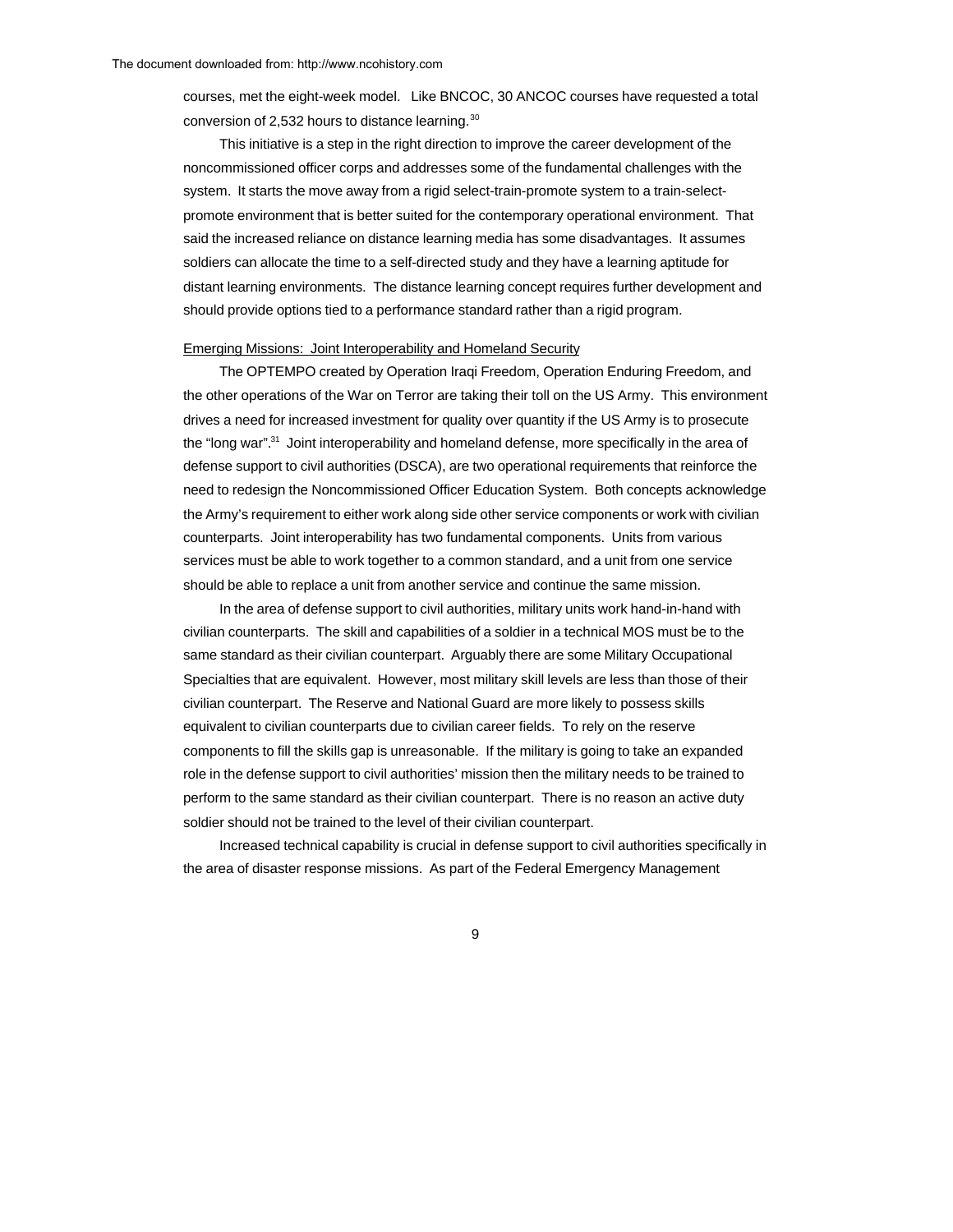courses, met the eight-week model. Like BNCOC, 30 ANCOC courses have requested a total conversion of 2,532 hours to distance learning.[30]

This initiative is a step in the right direction to improve the career development of the noncommissioned officer corps and addresses some of the fundamental challenges with the system. It starts the move away from a rigid select-train-promote system to a train-select-promote environment that is better suited for the contemporary operational environment. That said the increased reliance on distance learning media has some disadvantages. It assumes soldiers can allocate the time to a self-directed study and they have a learning aptitude for distant learning environments. The distance learning concept requires further development and should provide options tied to a performance standard rather than a rigid program.

Emerging Missions: Joint Interoperability and Homeland Security

The OPTEMPO created by Operation Iraqi Freedom, Operation Enduring Freedom, and the other operations of the War on Terror are taking their toll on the US Army. This environment drives a need for increased investment for quality over quantity if the US Army is to prosecute the "long war".[31] Joint interoperability and homeland defense, more specifically in the area of defense support to civil authorities (DSCA), are two operational requirements that reinforce the need to redesign the Noncommissioned Officer Education System. Both concepts acknowledge the Army's requirement to either work along side other service components or work with civilian counterparts. Joint interoperability has two fundamental components. Units from various services must be able to work together to a common standard, and a unit from one service should be able to replace a unit from another service and continue the same mission.

In the area of defense support to civil authorities, military units work hand-in-hand with civilian counterparts. The skill and capabilities of a soldier in a technical MOS must be to the same standard as their civilian counterpart. Arguably there are some Military Occupational Specialties that are equivalent. However, most military skill levels are less than those of their civilian counterpart. The Reserve and National Guard are more likely to possess skills equivalent to civilian counterparts due to civilian career fields. To rely on the reserve components to fill the skills gap is unreasonable. If the military is going to take an expanded role in the defense support to civil authorities' mission then the military needs to be trained to perform to the same standard as their civilian counterpart. There is no reason an active duty soldier should not be trained to the level of their civilian counterpart.

Increased technical capability is crucial in defense support to civil authorities specifically in the area of disaster response missions. As part of the Federal Emergency Management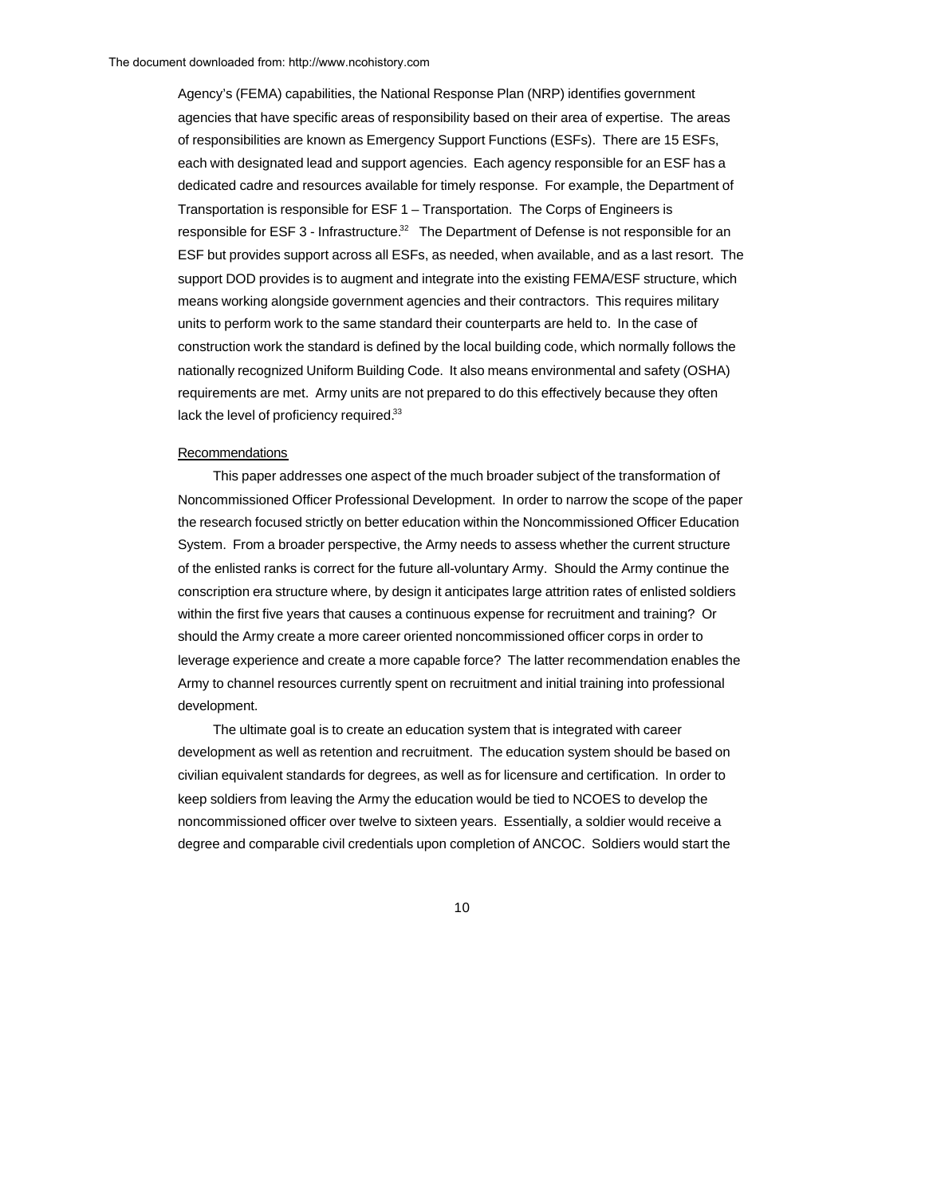Agency's (FEMA) capabilities, the National Response Plan (NRP) identifies government agencies that have specific areas of responsibility based on their area of expertise. The areas of responsibilities are known as Emergency Support Functions (ESFs). There are 15 ESFs, each with designated lead and support agencies. Each agency responsible for an ESF has a dedicated cadre and resources available for timely response. For example, the Department of Transportation is responsible for ESF 1 – Transportation. The Corps of Engineers is responsible for ESF 3 - Infrastructure.[32] The Department of Defense is not responsible for an ESF but provides support across all ESFs, as needed, when available, and as a last resort. The support DOD provides is to augment and integrate into the existing FEMA/ESF structure, which means working alongside government agencies and their contractors. This requires military units to perform work to the same standard their counterparts are held to. In the case of construction work the standard is defined by the local building code, which normally follows the nationally recognized Uniform Building Code. It also means environmental and safety (OSHA) requirements are met. Army units are not prepared to do this effectively because they often lack the level of proficiency required.[33]

## Recommendations

This paper addresses one aspect of the much broader subject of the transformation of Noncommissioned Officer Professional Development. In order to narrow the scope of the paper the research focused strictly on better education within the Noncommissioned Officer Education System. From a broader perspective, the Army needs to assess whether the current structure of the enlisted ranks is correct for the future all-voluntary Army. Should the Army continue the conscription era structure where, by design it anticipates large attrition rates of enlisted soldiers within the first five years that causes a continuous expense for recruitment and training? Or should the Army create a more career oriented noncommissioned officer corps in order to leverage experience and create a more capable force? The latter recommendation enables the Army to channel resources currently spent on recruitment and initial training into professional development.

The ultimate goal is to create an education system that is integrated with career development as well as retention and recruitment. The education system should be based on civilian equivalent standards for degrees, as well as for licensure and certification. In order to keep soldiers from leaving the Army the education would be tied to NCOES to develop the noncommissioned officer over twelve to sixteen years. Essentially, a soldier would receive a degree and comparable civil credentials upon completion of ANCOC. Soldiers would start the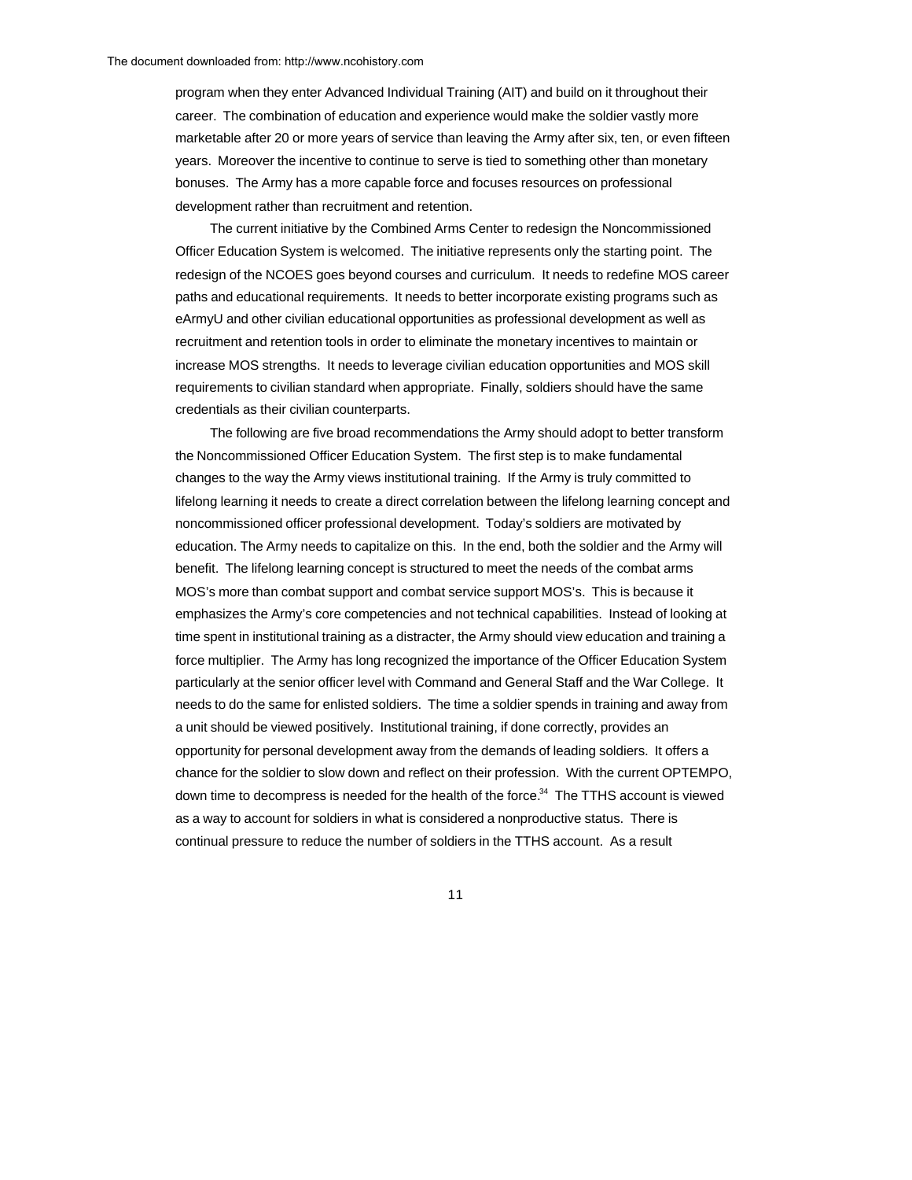program when they enter Advanced Individual Training (AIT) and build on it throughout their career. The combination of education and experience would make the soldier vastly more marketable after 20 or more years of service than leaving the Army after six, ten, or even fifteen years. Moreover the incentive to continue to serve is tied to something other than monetary bonuses. The Army has a more capable force and focuses resources on professional development rather than recruitment and retention.

The current initiative by the Combined Arms Center to redesign the Noncommissioned Officer Education System is welcomed. The initiative represents only the starting point. The redesign of the NCOES goes beyond courses and curriculum. It needs to redefine MOS career paths and educational requirements. It needs to better incorporate existing programs such as eArmyU and other civilian educational opportunities as professional development as well as recruitment and retention tools in order to eliminate the monetary incentives to maintain or increase MOS strengths. It needs to leverage civilian education opportunities and MOS skill requirements to civilian standard when appropriate. Finally, soldiers should have the same credentials as their civilian counterparts.

The following are five broad recommendations the Army should adopt to better transform the Noncommissioned Officer Education System. The first step is to make fundamental changes to the way the Army views institutional training. If the Army is truly committed to lifelong learning it needs to create a direct correlation between the lifelong learning concept and noncommissioned officer professional development. Today's soldiers are motivated by education. The Army needs to capitalize on this. In the end, both the soldier and the Army will benefit. The lifelong learning concept is structured to meet the needs of the combat arms MOS's more than combat support and combat service support MOS's. This is because it emphasizes the Army's core competencies and not technical capabilities. Instead of looking at time spent in institutional training as a distracter, the Army should view education and training a force multiplier. The Army has long recognized the importance of the Officer Education System particularly at the senior officer level with Command and General Staff and the War College. It needs to do the same for enlisted soldiers. The time a soldier spends in training and away from a unit should be viewed positively. Institutional training, if done correctly, provides an opportunity for personal development away from the demands of leading soldiers. It offers a chance for the soldier to slow down and reflect on their profession. With the current OPTEMPO, down time to decompress is needed for the health of the force.[34] The TTHS account is viewed as a way to account for soldiers in what is considered a nonproductive status. There is continual pressure to reduce the number of soldiers in the TTHS account. As a result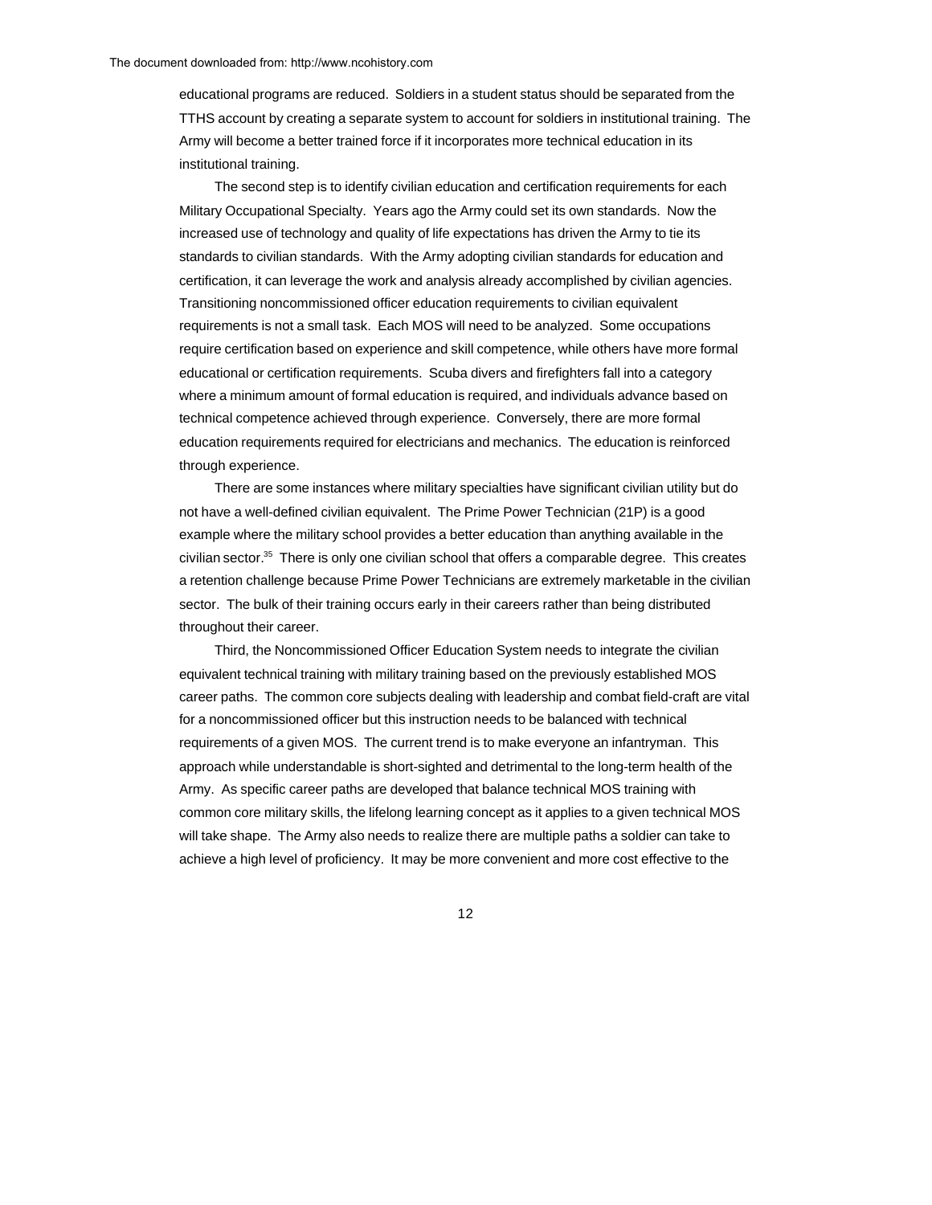educational programs are reduced. Soldiers in a student status should be separated from the TTHS account by creating a separate system to account for soldiers in institutional training. The Army will become a better trained force if it incorporates more technical education in its institutional training.

The second step is to identify civilian education and certification requirements for each Military Occupational Specialty. Years ago the Army could set its own standards. Now the increased use of technology and quality of life expectations has driven the Army to tie its standards to civilian standards. With the Army adopting civilian standards for education and certification, it can leverage the work and analysis already accomplished by civilian agencies. Transitioning noncommissioned officer education requirements to civilian equivalent requirements is not a small task. Each MOS will need to be analyzed. Some occupations require certification based on experience and skill competence, while others have more formal educational or certification requirements. Scuba divers and firefighters fall into a category where a minimum amount of formal education is required, and individuals advance based on technical competence achieved through experience. Conversely, there are more formal education requirements required for electricians and mechanics. The education is reinforced through experience.

There are some instances where military specialties have significant civilian utility but do not have a well-defined civilian equivalent. The Prime Power Technician (21P) is a good example where the military school provides a better education than anything available in the civilian sector.[35] There is only one civilian school that offers a comparable degree. This creates a retention challenge because Prime Power Technicians are extremely marketable in the civilian sector. The bulk of their training occurs early in their careers rather than being distributed throughout their career.

Third, the Noncommissioned Officer Education System needs to integrate the civilian equivalent technical training with military training based on the previously established MOS career paths. The common core subjects dealing with leadership and combat field-craft are vital for a noncommissioned officer but this instruction needs to be balanced with technical requirements of a given MOS. The current trend is to make everyone an infantryman. This approach while understandable is short-sighted and detrimental to the long-term health of the Army. As specific career paths are developed that balance technical MOS training with common core military skills, the lifelong learning concept as it applies to a given technical MOS will take shape. The Army also needs to realize there are multiple paths a soldier can take to achieve a high level of proficiency. It may be more convenient and more cost effective to the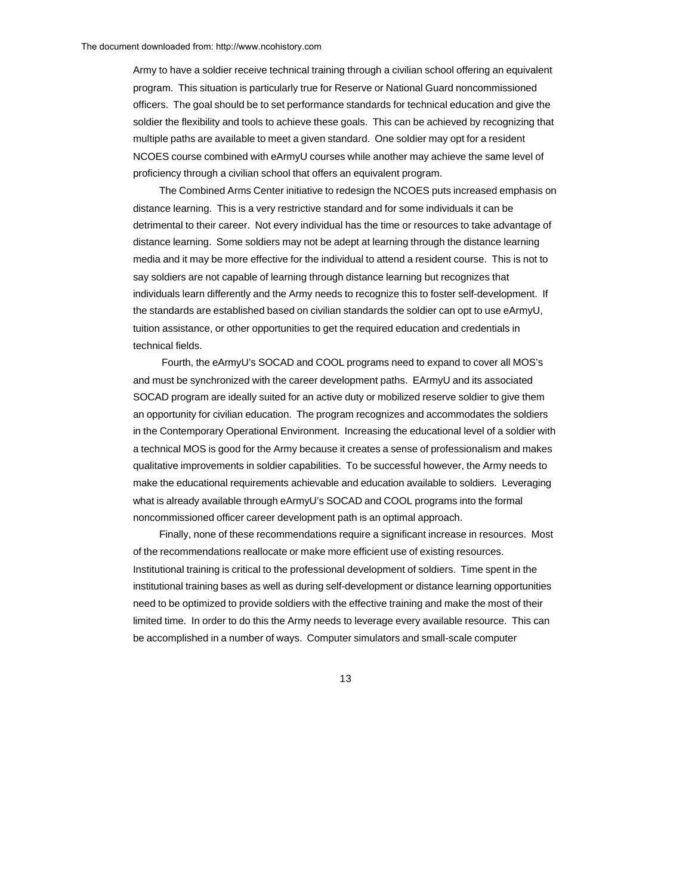Army to have a soldier receive technical training through a civilian school offering an equivalent program. This situation is particularly true for Reserve or National Guard noncommissioned officers. The goal should be to set performance standards for technical education and give the soldier the flexibility and tools to achieve these goals. This can be achieved by recognizing that multiple paths are available to meet a given standard. One soldier may opt for a resident NCOES course combined with eArmyU courses while another may achieve the same level of proficiency through a civilian school that offers an equivalent program.

The Combined Arms Center initiative to redesign the NCOES puts increased emphasis on distance learning. This is a very restrictive standard and for some individuals it can be detrimental to their career. Not every individual has the time or resources to take advantage of distance learning. Some soldiers may not be adept at learning through the distance learning media and it may be more effective for the individual to attend a resident course. This is not to say soldiers are not capable of learning through distance learning but recognizes that individuals learn differently and the Army needs to recognize this to foster self-development. If the standards are established based on civilian standards the soldier can opt to use eArmyU, tuition assistance, or other opportunities to get the required education and credentials in technical fields.

Fourth, the eArmyU's SOCAD and COOL programs need to expand to cover all MOS's and must be synchronized with the career development paths. EArmyU and its associated SOCAD program are ideally suited for an active duty or mobilized reserve soldier to give them an opportunity for civilian education. The program recognizes and accommodates the soldiers in the Contemporary Operational Environment. Increasing the educational level of a soldier with a technical MOS is good for the Army because it creates a sense of professionalism and makes qualitative improvements in soldier capabilities. To be successful however, the Army needs to make the educational requirements achievable and education available to soldiers. Leveraging what is already available through eArmyU's SOCAD and COOL programs into the formal noncommissioned officer career development path is an optimal approach.

Finally, none of these recommendations require a significant increase in resources. Most of the recommendations reallocate or make more efficient use of existing resources. Institutional training is critical to the professional development of soldiers. Time spent in the institutional training bases as well as during self-development or distance learning opportunities need to be optimized to provide soldiers with the effective training and make the most of their limited time. In order to do this the Army needs to leverage every available resource. This can be accomplished in a number of ways. Computer simulators and small-scale computer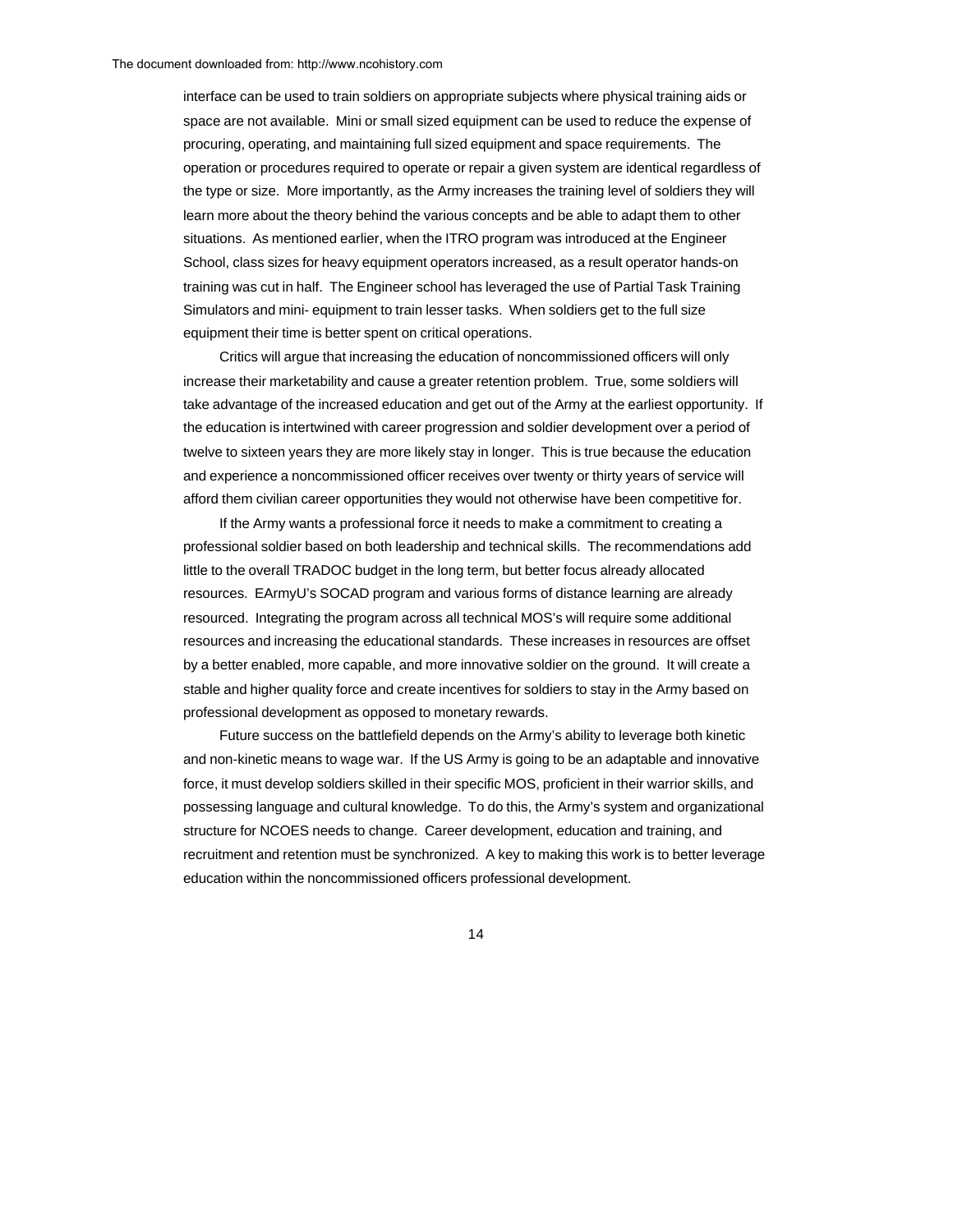interface can be used to train soldiers on appropriate subjects where physical training aids or space are not available. Mini or small sized equipment can be used to reduce the expense of procuring, operating, and maintaining full sized equipment and space requirements. The operation or procedures required to operate or repair a given system are identical regardless of the type or size. More importantly, as the Army increases the training level of soldiers they will learn more about the theory behind the various concepts and be able to adapt them to other situations. As mentioned earlier, when the ITRO program was introduced at the Engineer School, class sizes for heavy equipment operators increased, as a result operator hands-on training was cut in half. The Engineer school has leveraged the use of Partial Task Training Simulators and mini- equipment to train lesser tasks. When soldiers get to the full size equipment their time is better spent on critical operations.

Critics will argue that increasing the education of noncommissioned officers will only increase their marketability and cause a greater retention problem. True, some soldiers will take advantage of the increased education and get out of the Army at the earliest opportunity. If the education is intertwined with career progression and soldier development over a period of twelve to sixteen years they are more likely stay in longer. This is true because the education and experience a noncommissioned officer receives over twenty or thirty years of service will afford them civilian career opportunities they would not otherwise have been competitive for.

If the Army wants a professional force it needs to make a commitment to creating a professional soldier based on both leadership and technical skills. The recommendations add little to the overall TRADOC budget in the long term, but better focus already allocated resources. EArmyU's SOCAD program and various forms of distance learning are already resourced. Integrating the program across all technical MOS's will require some additional resources and increasing the educational standards. These increases in resources are offset by a better enabled, more capable, and more innovative soldier on the ground. It will create a stable and higher quality force and create incentives for soldiers to stay in the Army based on professional development as opposed to monetary rewards.

Future success on the battlefield depends on the Army's ability to leverage both kinetic and non-kinetic means to wage war. If the US Army is going to be an adaptable and innovative force, it must develop soldiers skilled in their specific MOS, proficient in their warrior skills, and possessing language and cultural knowledge. To do this, the Army's system and organizational structure for NCOES needs to change. Career development, education and training, and recruitment and retention must be synchronized. A key to making this work is to better leverage education within the noncommissioned officers professional development.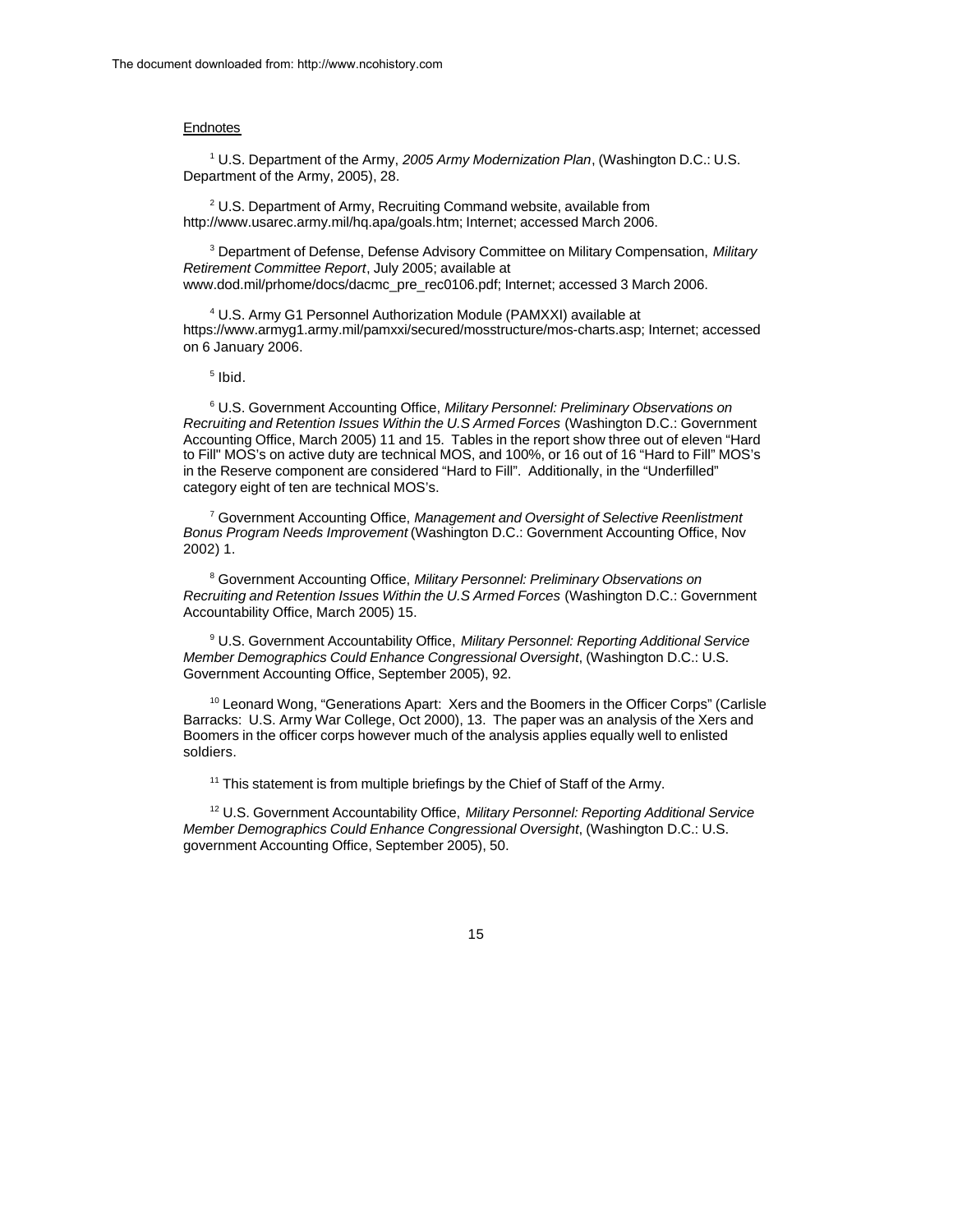Endnotes

[1] U.S. Department of the Army, *2005 Army Modernization Plan*, (Washington D.C.: U.S. Department of the Army, 2005), 28.

[2] U.S. Department of Army, Recruiting Command website, available from http://www.usarec.army.mil/hq.apa/goals.htm; Internet; accessed March 2006.

[3] Department of Defense, Defense Advisory Committee on Military Compensation, *Military Retirement Committee Report*, July 2005; available at www.dod.mil/prhome/docs/dacmc_pre_rec0106.pdf; Internet; accessed 3 March 2006.

[4] U.S. Army G1 Personnel Authorization Module (PAMXXI) available at https://www.armyg1.army.mil/pamxxi/secured/mosstructure/mos-charts.asp; Internet; accessed on 6 January 2006.

[5] Ibid.

[6] U.S. Government Accounting Office, *Military Personnel: Preliminary Observations on Recruiting and Retention Issues Within the U.S Armed Forces* (Washington D.C.: Government Accounting Office, March 2005) 11 and 15. Tables in the report show three out of eleven "Hard to Fill" MOS's on active duty are technical MOS, and 100%, or 16 out of 16 "Hard to Fill" MOS's in the Reserve component are considered "Hard to Fill". Additionally, in the "Underfilled" category eight of ten are technical MOS's.

[7] Government Accounting Office, *Management and Oversight of Selective Reenlistment Bonus Program Needs Improvement* (Washington D.C.: Government Accounting Office, Nov 2002) 1.

[8] Government Accounting Office, *Military Personnel: Preliminary Observations on Recruiting and Retention Issues Within the U.S Armed Forces* (Washington D.C.: Government Accountability Office, March 2005) 15.

[9] U.S. Government Accountability Office, *Military Personnel: Reporting Additional Service Member Demographics Could Enhance Congressional Oversight*, (Washington D.C.: U.S. Government Accounting Office, September 2005), 92.

[10] Leonard Wong, "Generations Apart: Xers and the Boomers in the Officer Corps" (Carlisle Barracks: U.S. Army War College, Oct 2000), 13. The paper was an analysis of the Xers and Boomers in the officer corps however much of the analysis applies equally well to enlisted soldiers.

[11] This statement is from multiple briefings by the Chief of Staff of the Army.

[12] U.S. Government Accountability Office, *Military Personnel: Reporting Additional Service Member Demographics Could Enhance Congressional Oversight*, (Washington D.C.: U.S. government Accounting Office, September 2005), 50.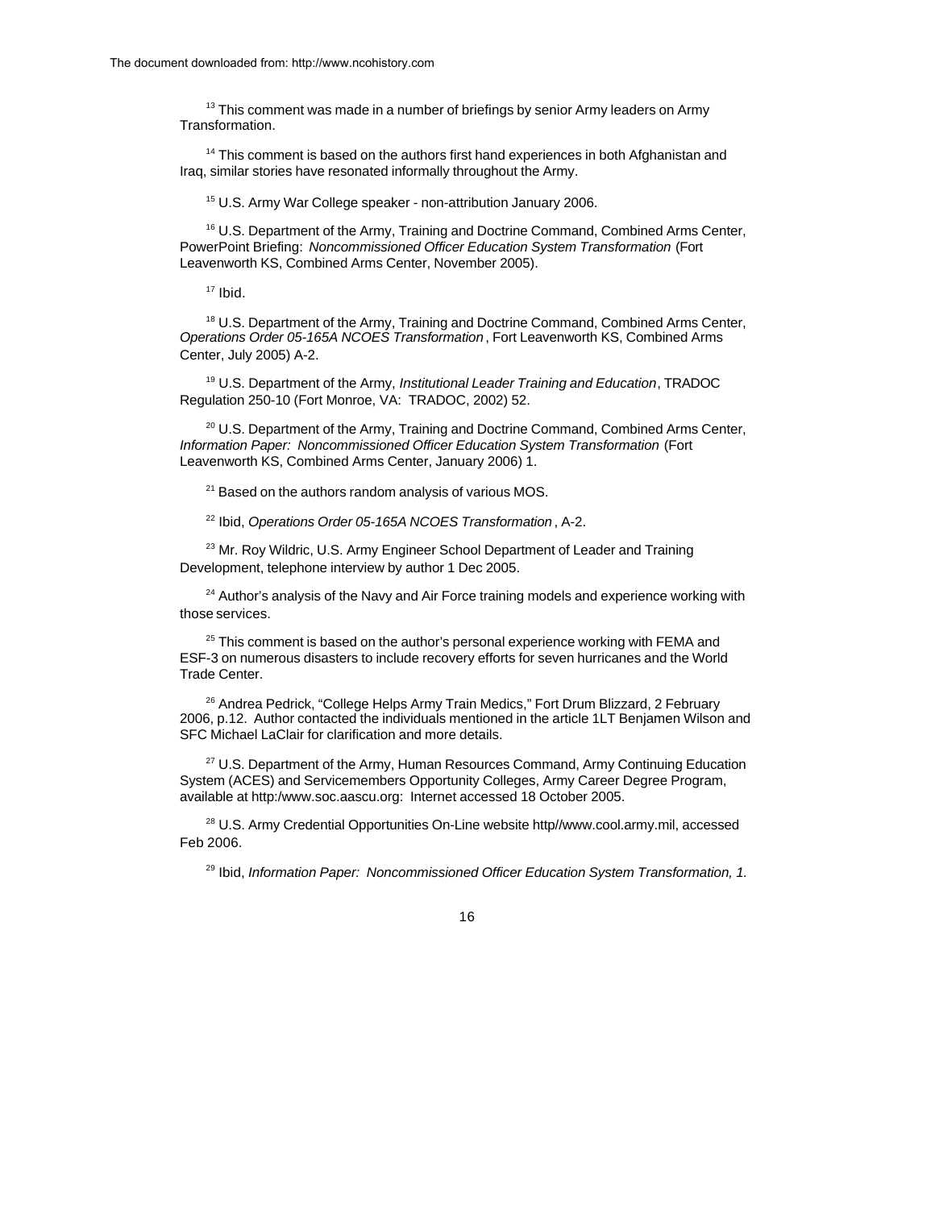[13] This comment was made in a number of briefings by senior Army leaders on Army Transformation.

[14] This comment is based on the authors first hand experiences in both Afghanistan and Iraq, similar stories have resonated informally throughout the Army.

[15] U.S. Army War College speaker - non-attribution January 2006.

[16] U.S. Department of the Army, Training and Doctrine Command, Combined Arms Center, PowerPoint Briefing: *Noncommissioned Officer Education System Transformation* (Fort Leavenworth KS, Combined Arms Center, November 2005).

[17] Ibid.

[18] U.S. Department of the Army, Training and Doctrine Command, Combined Arms Center, *Operations Order 05-165A NCOES Transformation*, Fort Leavenworth KS, Combined Arms Center, July 2005) A-2.

[19] U.S. Department of the Army, *Institutional Leader Training and Education*, TRADOC Regulation 250-10 (Fort Monroe, VA: TRADOC, 2002) 52.

[20] U.S. Department of the Army, Training and Doctrine Command, Combined Arms Center, *Information Paper: Noncommissioned Officer Education System Transformation* (Fort Leavenworth KS, Combined Arms Center, January 2006) 1.

[21] Based on the authors random analysis of various MOS.

[22] Ibid, *Operations Order 05-165A NCOES Transformation*, A-2.

[23] Mr. Roy Wildric, U.S. Army Engineer School Department of Leader and Training Development, telephone interview by author 1 Dec 2005.

[24] Author's analysis of the Navy and Air Force training models and experience working with those services.

[25] This comment is based on the author's personal experience working with FEMA and ESF-3 on numerous disasters to include recovery efforts for seven hurricanes and the World Trade Center.

[26] Andrea Pedrick, "College Helps Army Train Medics," Fort Drum Blizzard, 2 February 2006, p.12. Author contacted the individuals mentioned in the article 1LT Benjamen Wilson and SFC Michael LaClair for clarification and more details.

[27] U.S. Department of the Army, Human Resources Command, Army Continuing Education System (ACES) and Servicemembers Opportunity Colleges, Army Career Degree Program, available at http:/www.soc.aascu.org: Internet accessed 18 October 2005.

[28] U.S. Army Credential Opportunities On-Line website http//www.cool.army.mil, accessed Feb 2006.

[29] Ibid, *Information Paper: Noncommissioned Officer Education System Transformation, 1.*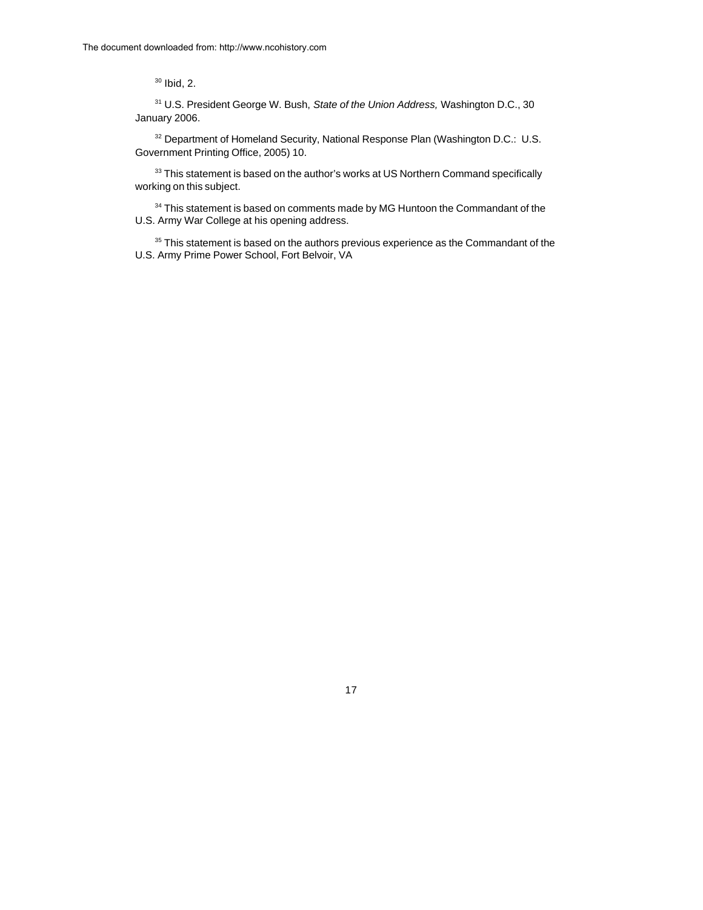[30] Ibid, 2.

[31] U.S. President George W. Bush, *State of the Union Address,* Washington D.C., 30 January 2006.

[32] Department of Homeland Security, National Response Plan (Washington D.C.: U.S. Government Printing Office, 2005) 10.

[33] This statement is based on the author's works at US Northern Command specifically working on this subject.

[34] This statement is based on comments made by MG Huntoon the Commandant of the U.S. Army War College at his opening address.

[35] This statement is based on the authors previous experience as the Commandant of the U.S. Army Prime Power School, Fort Belvoir, VA